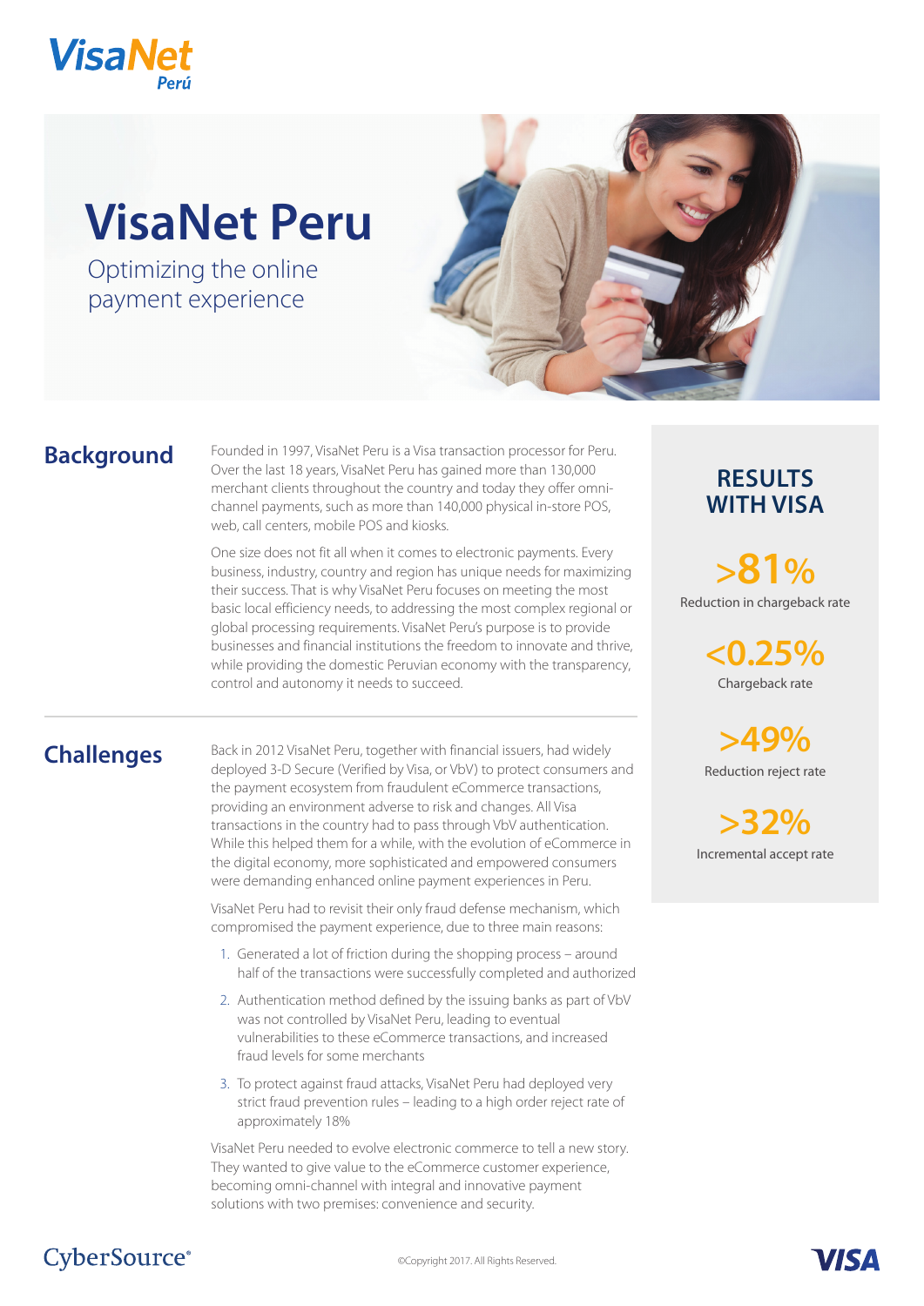# VisaNet Peru

## Optimizing the online payment experience

## Background

Founded in 1997, VisaNet Peru is a Visa transaction processor for Peru. Over the last 18 years, VisaNet Peru has gained more than 130,000 merchant clients throughout the country and today they offer omni-channel payments, such as more than 140,000 physical in-store POS, web, call centers, mobile POS and kiosks.

One size does not fit all when it comes to electronic payments. Every business, industry, country and region has unique needs for maximizing their success. That is why VisaNet Peru focuses on meeting the most basic local efficiency needs, to addressing the most complex regional or global processing requirements. VisaNet Peru's purpose is to provide businesses and financial institutions the freedom to innovate and thrive, while providing the domestic Peruvian economy with the transparency, control and autonomy it needs to succeed.

## Challenges

Back in 2012 VisaNet Peru, together with financial issuers, had widely deployed 3-D Secure (Verified by Visa, or VbV) to protect consumers and the payment ecosystem from fraudulent eCommerce transactions, providing an environment adverse to risk and changes. All Visa transactions in the country had to pass through VbV authentication. While this helped them for a while, with the evolution of eCommerce in the digital economy, more sophisticated and empowered consumers were demanding enhanced online payment experiences in Peru.

VisaNet Peru had to revisit their only fraud defense mechanism, which compromised the payment experience, due to three main reasons:

1. Generated a lot of friction during the shopping process – around half of the transactions were successfully completed and authorized
2. Authentication method defined by the issuing banks as part of VbV was not controlled by VisaNet Peru, leading to eventual vulnerabilities to these eCommerce transactions, and increased fraud levels for some merchants
3. To protect against fraud attacks, VisaNet Peru had deployed very strict fraud prevention rules – leading to a high order reject rate of approximately 18%

VisaNet Peru needed to evolve electronic commerce to tell a new story. They wanted to give value to the eCommerce customer experience, becoming omni-channel with integral and innovative payment solutions with two premises: convenience and security.

## RESULTS WITH VISA

**>81%**
Reduction in chargeback rate

**<0.25%**
Chargeback rate

**>49%**
Reduction reject rate

**>32%**
Incremental accept rate

©Copyright 2017. All Rights Reserved.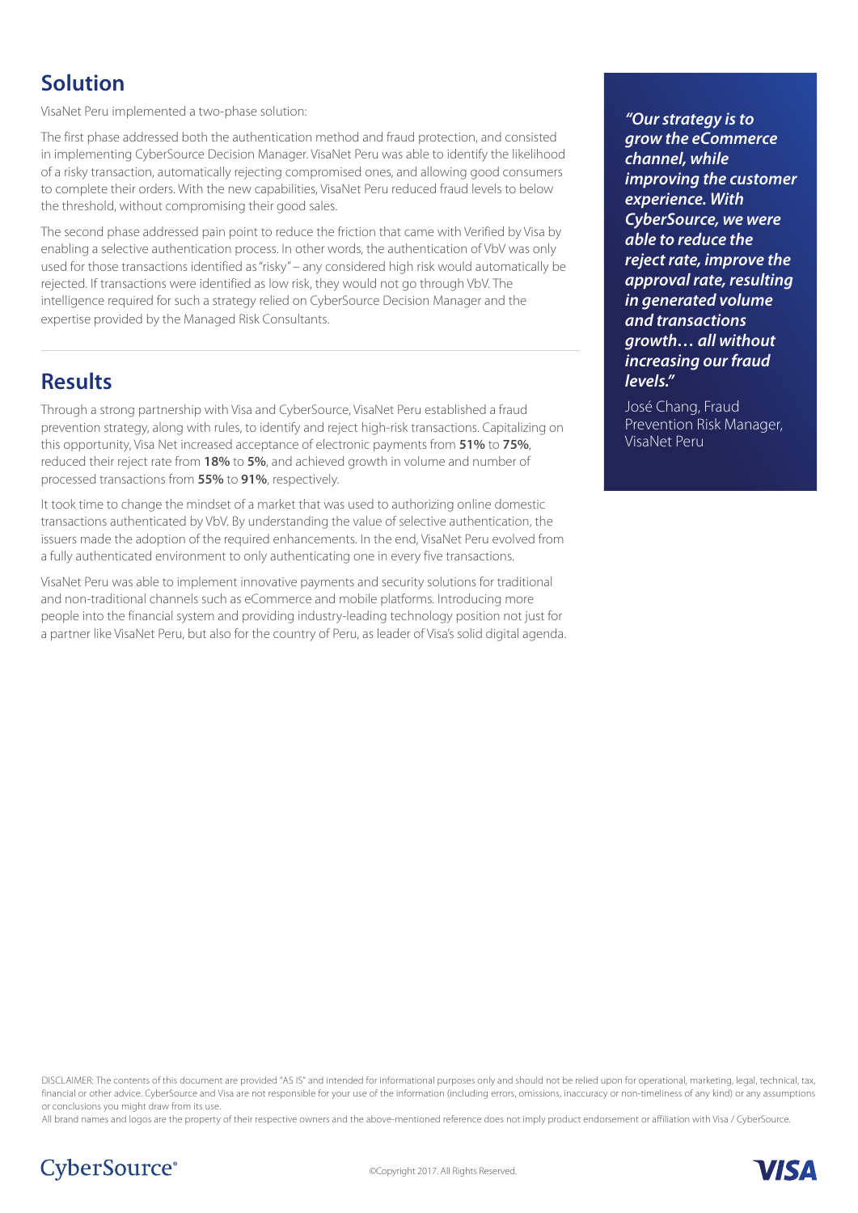## Solution

VisaNet Peru implemented a two-phase solution:

The first phase addressed both the authentication method and fraud protection, and consisted in implementing CyberSource Decision Manager. VisaNet Peru was able to identify the likelihood of a risky transaction, automatically rejecting compromised ones, and allowing good consumers to complete their orders. With the new capabilities, VisaNet Peru reduced fraud levels to below the threshold, without compromising their good sales.

The second phase addressed pain point to reduce the friction that came with Verified by Visa by enabling a selective authentication process. In other words, the authentication of VbV was only used for those transactions identified as "risky" – any considered high risk would automatically be rejected. If transactions were identified as low risk, they would not go through VbV. The intelligence required for such a strategy relied on CyberSource Decision Manager and the expertise provided by the Managed Risk Consultants.

## Results

Through a strong partnership with Visa and CyberSource, VisaNet Peru established a fraud prevention strategy, along with rules, to identify and reject high-risk transactions. Capitalizing on this opportunity, Visa Net increased acceptance of electronic payments from **51%** to **75%**, reduced their reject rate from **18%** to **5%**, and achieved growth in volume and number of processed transactions from **55%** to **91%**, respectively.

It took time to change the mindset of a market that was used to authorizing online domestic transactions authenticated by VbV. By understanding the value of selective authentication, the issuers made the adoption of the required enhancements. In the end, VisaNet Peru evolved from a fully authenticated environment to only authenticating one in every five transactions.

VisaNet Peru was able to implement innovative payments and security solutions for traditional and non-traditional channels such as eCommerce and mobile platforms. Introducing more people into the financial system and providing industry-leading technology position not just for a partner like VisaNet Peru, but also for the country of Peru, as leader of Visa's solid digital agenda.

***"Our strategy is to grow the eCommerce channel, while improving the customer experience. With CyberSource, we were able to reduce the reject rate, improve the approval rate, resulting in generated volume and transactions growth… all without increasing our fraud levels."***

José Chang, Fraud Prevention Risk Manager, VisaNet Peru

DISCLAIMER: The contents of this document are provided "AS IS" and intended for informational purposes only and should not be relied upon for operational, marketing, legal, technical, tax, financial or other advice. CyberSource and Visa are not responsible for your use of the information (including errors, omissions, inaccuracy or non-timeliness of any kind) or any assumptions or conclusions you might draw from its use.

All brand names and logos are the property of their respective owners and the above-mentioned reference does not imply product endorsement or affiliation with Visa / CyberSource.

CyberSource®

©Copyright 2017. All Rights Reserved.

VISA